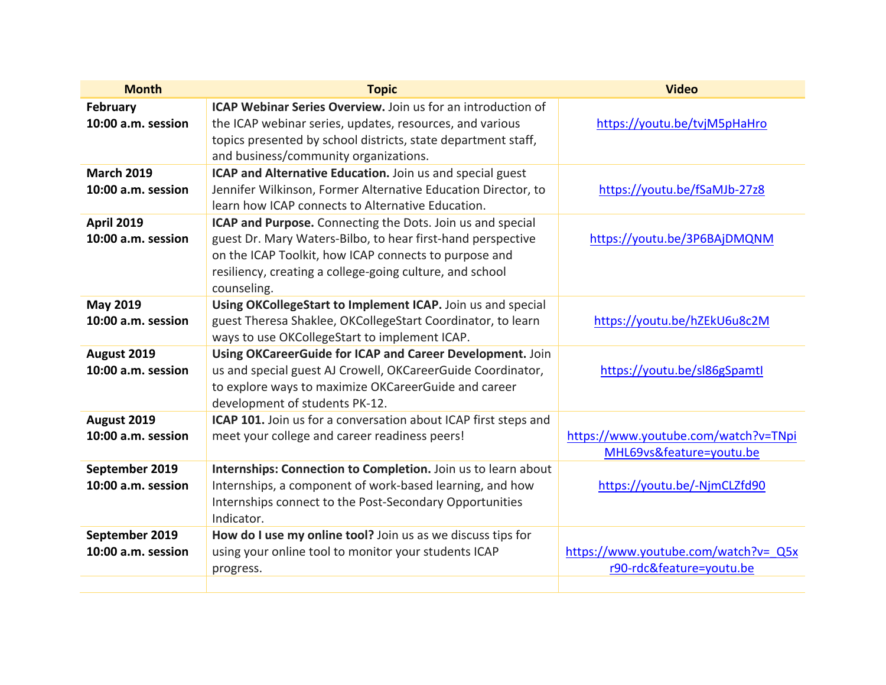| Month | Topic | Video |
|---|---|---|
| **February**<br>**10:00 a.m. session** | **ICAP Webinar Series Overview.** Join us for an introduction of the ICAP webinar series, updates, resources, and various topics presented by school districts, state department staff, and business/community organizations. | https://youtu.be/tvjM5pHaHro |
| **March 2019**<br>**10:00 a.m. session** | **ICAP and Alternative Education.** Join us and special guest Jennifer Wilkinson, Former Alternative Education Director, to learn how ICAP connects to Alternative Education. | https://youtu.be/fSaMJb-27z8 |
| **April 2019**<br>**10:00 a.m. session** | **ICAP and Purpose.** Connecting the Dots. Join us and special guest Dr. Mary Waters-Bilbo, to hear first-hand perspective on the ICAP Toolkit, how ICAP connects to purpose and resiliency, creating a college-going culture, and school counseling. | https://youtu.be/3P6BAjDMQNM |
| **May 2019**<br>**10:00 a.m. session** | **Using OKCollegeStart to Implement ICAP.** Join us and special guest Theresa Shaklee, OKCollegeStart Coordinator, to learn ways to use OKCollegeStart to implement ICAP. | https://youtu.be/hZEkU6u8c2M |
| **August 2019**<br>**10:00 a.m. session** | **Using OKCareerGuide for ICAP and Career Development.** Join us and special guest AJ Crowell, OKCareerGuide Coordinator, to explore ways to maximize OKCareerGuide and career development of students PK-12. | https://youtu.be/sl86gSpamtI |
| **August 2019**<br>**10:00 a.m. session** | **ICAP 101.** Join us for a conversation about ICAP first steps and meet your college and career readiness peers! | https://www.youtube.com/watch?v=TNpiMHL69vs&feature=youtu.be |
| **September 2019**<br>**10:00 a.m. session** | **Internships: Connection to Completion.** Join us to learn about Internships, a component of work-based learning, and how Internships connect to the Post-Secondary Opportunities Indicator. | https://youtu.be/-NjmCLZfd90 |
| **September 2019**<br>**10:00 a.m. session** | **How do I use my online tool?** Join us as we discuss tips for using your online tool to monitor your students ICAP progress. | https://www.youtube.com/watch?v=_Q5xr90-rdc&feature=youtu.be |
| | | |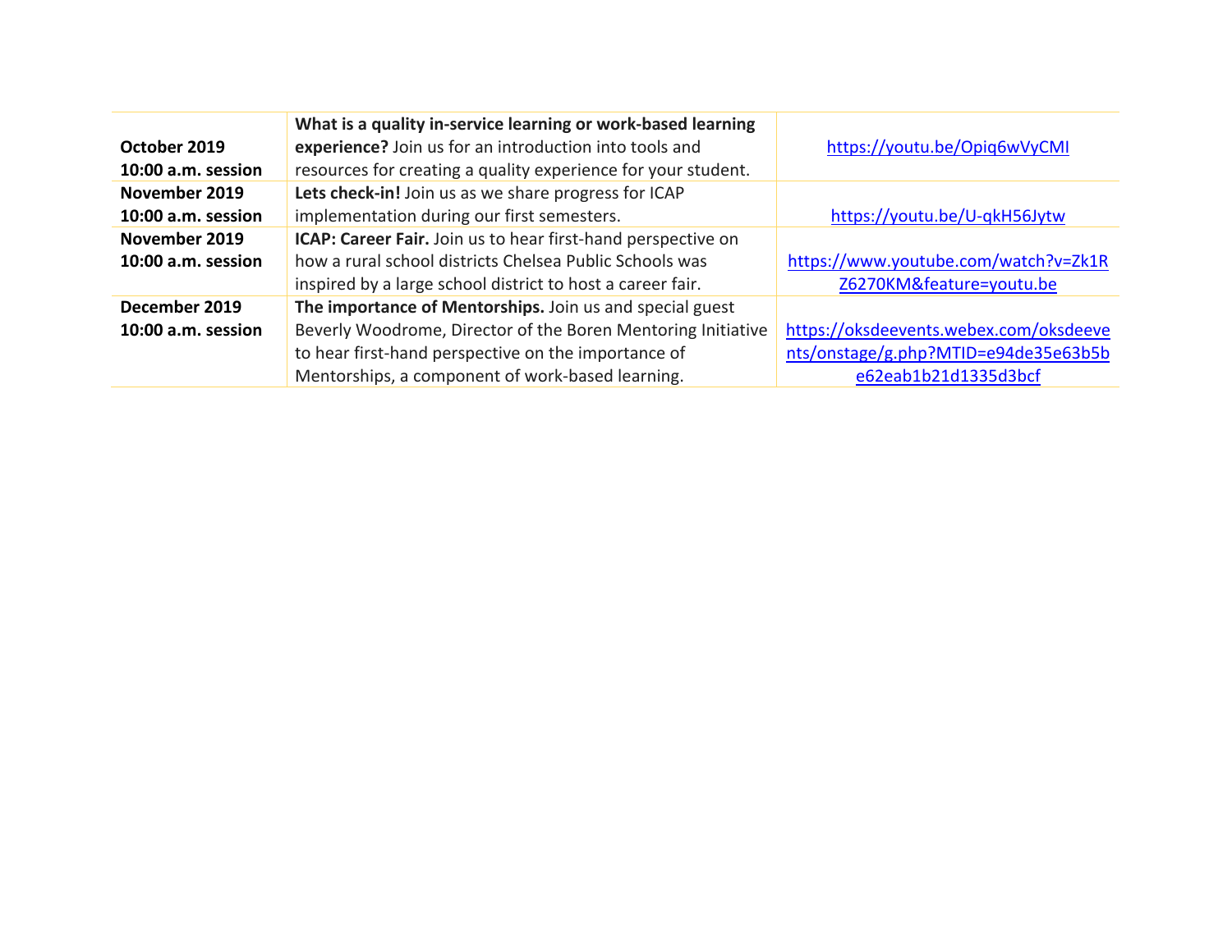| | | |
|---|---|---|
| **October 2019 10:00 a.m. session** | **What is a quality in-service learning or work-based learning experience?** Join us for an introduction into tools and resources for creating a quality experience for your student. | https://youtu.be/Opiq6wVyCMI |
| **November 2019 10:00 a.m. session** | **Lets check-in!** Join us as we share progress for ICAP implementation during our first semesters. | https://youtu.be/U-qkH56Jytw |
| **November 2019 10:00 a.m. session** | **ICAP: Career Fair.** Join us to hear first-hand perspective on how a rural school districts Chelsea Public Schools was inspired by a large school district to host a career fair. | https://www.youtube.com/watch?v=Zk1RZ6270KM&feature=youtu.be |
| **December 2019 10:00 a.m. session** | **The importance of Mentorships.** Join us and special guest Beverly Woodrome, Director of the Boren Mentoring Initiative to hear first-hand perspective on the importance of Mentorships, a component of work-based learning. | https://oksdeevents.webex.com/oksdeevents/onstage/g.php?MTID=e94de35e63b5be62eab1b21d1335d3bcf |